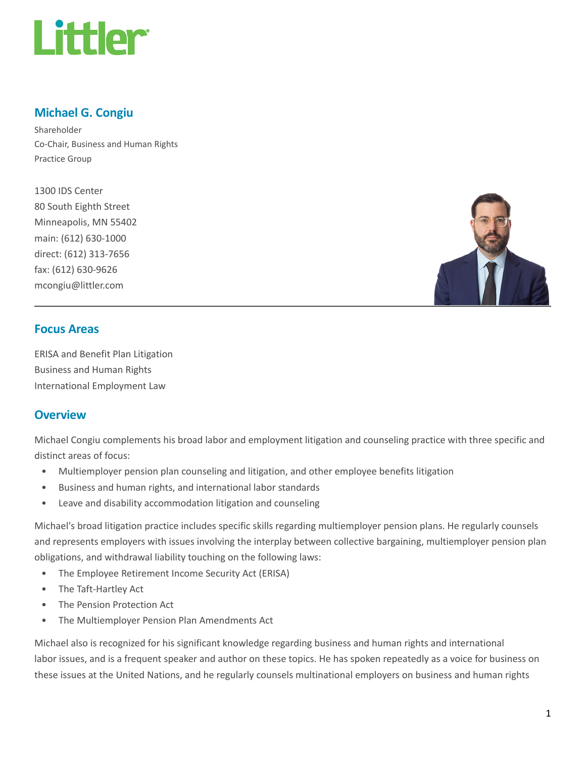# Michael G. Congiu

Shareholder
Co-Chair, Business and Human Rights Practice Group

1300 IDS Center
80 South Eighth Street
Minneapolis, MN 55402
main: (612) 630-1000
direct: (612) 313-7656
fax: (612) 630-9626
mcongiu@littler.com

## Focus Areas

ERISA and Benefit Plan Litigation
Business and Human Rights
International Employment Law

## Overview

Michael Congiu complements his broad labor and employment litigation and counseling practice with three specific and distinct areas of focus:

- Multiemployer pension plan counseling and litigation, and other employee benefits litigation
- Business and human rights, and international labor standards
- Leave and disability accommodation litigation and counseling

Michael's broad litigation practice includes specific skills regarding multiemployer pension plans. He regularly counsels and represents employers with issues involving the interplay between collective bargaining, multiemployer pension plan obligations, and withdrawal liability touching on the following laws:

- The Employee Retirement Income Security Act (ERISA)
- The Taft-Hartley Act
- The Pension Protection Act
- The Multiemployer Pension Plan Amendments Act

Michael also is recognized for his significant knowledge regarding business and human rights and international labor issues, and is a frequent speaker and author on these topics. He has spoken repeatedly as a voice for business on these issues at the United Nations, and he regularly counsels multinational employers on business and human rights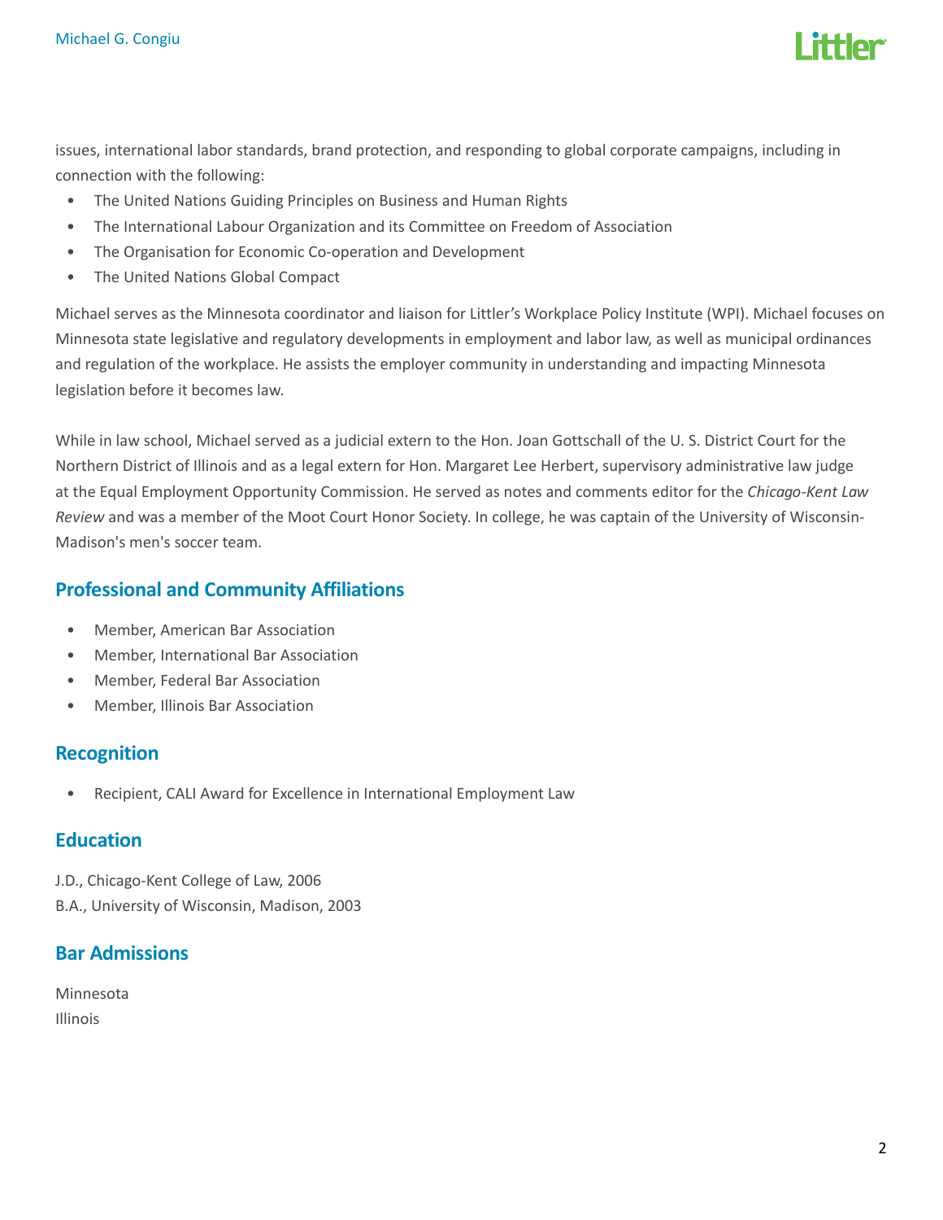issues, international labor standards, brand protection, and responding to global corporate campaigns, including in connection with the following:

- The United Nations Guiding Principles on Business and Human Rights
- The International Labour Organization and its Committee on Freedom of Association
- The Organisation for Economic Co-operation and Development
- The United Nations Global Compact

Michael serves as the Minnesota coordinator and liaison for Littler's Workplace Policy Institute (WPI). Michael focuses on Minnesota state legislative and regulatory developments in employment and labor law, as well as municipal ordinances and regulation of the workplace. He assists the employer community in understanding and impacting Minnesota legislation before it becomes law.

While in law school, Michael served as a judicial extern to the Hon. Joan Gottschall of the U. S. District Court for the Northern District of Illinois and as a legal extern for Hon. Margaret Lee Herbert, supervisory administrative law judge at the Equal Employment Opportunity Commission. He served as notes and comments editor for the *Chicago-Kent Law Review* and was a member of the Moot Court Honor Society. In college, he was captain of the University of Wisconsin-Madison's men's soccer team.

## Professional and Community Affiliations

- Member, American Bar Association
- Member, International Bar Association
- Member, Federal Bar Association
- Member, Illinois Bar Association

## Recognition

- Recipient, CALI Award for Excellence in International Employment Law

## Education

J.D., Chicago-Kent College of Law, 2006
B.A., University of Wisconsin, Madison, 2003

## Bar Admissions

Minnesota
Illinois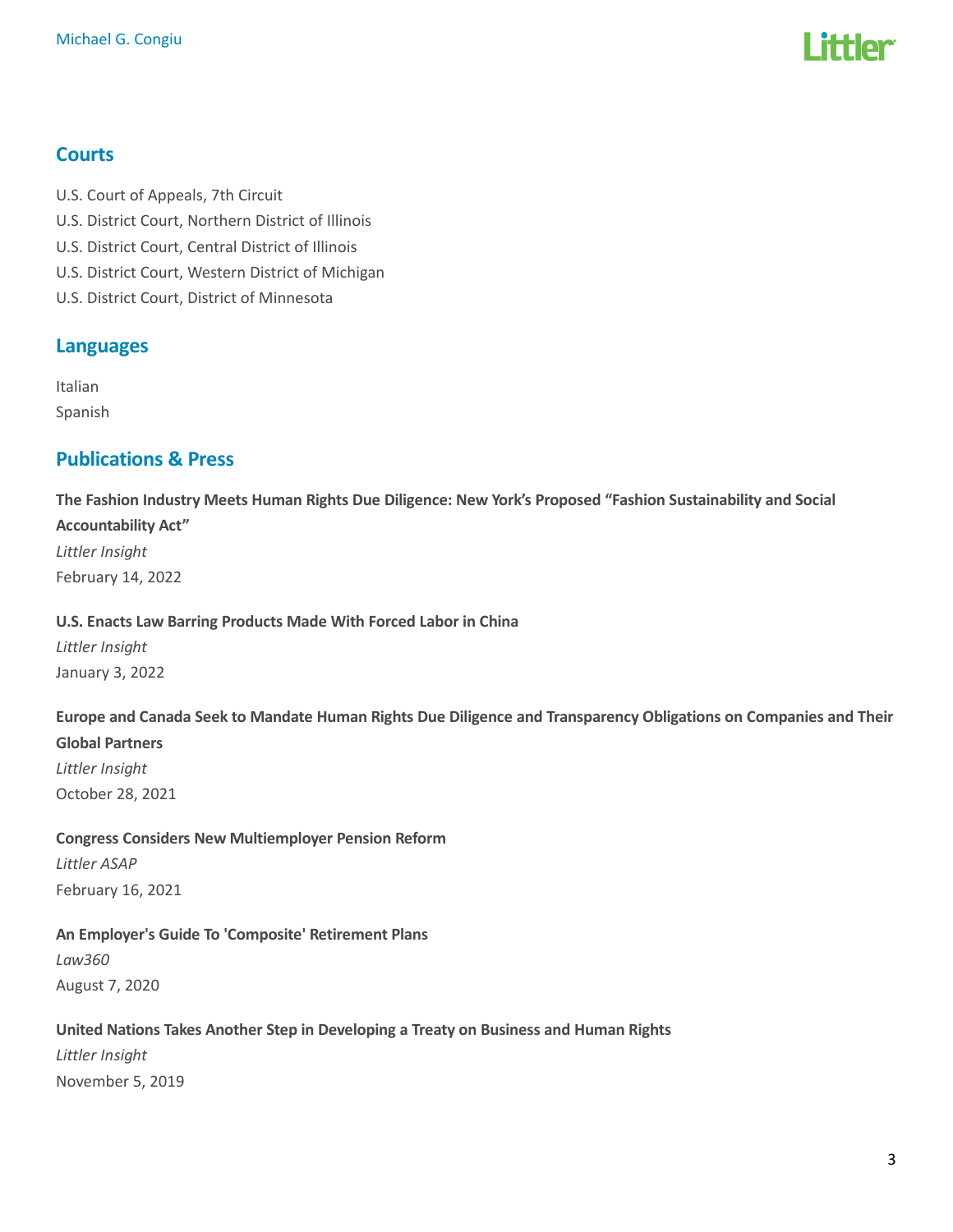## Courts

U.S. Court of Appeals, 7th Circuit
U.S. District Court, Northern District of Illinois
U.S. District Court, Central District of Illinois
U.S. District Court, Western District of Michigan
U.S. District Court, District of Minnesota

## Languages

Italian
Spanish

## Publications & Press

**The Fashion Industry Meets Human Rights Due Diligence: New York's Proposed "Fashion Sustainability and Social Accountability Act"**
*Littler Insight*
February 14, 2022

**U.S. Enacts Law Barring Products Made With Forced Labor in China**
*Littler Insight*
January 3, 2022

**Europe and Canada Seek to Mandate Human Rights Due Diligence and Transparency Obligations on Companies and Their Global Partners**
*Littler Insight*
October 28, 2021

**Congress Considers New Multiemployer Pension Reform**
*Littler ASAP*
February 16, 2021

**An Employer's Guide To 'Composite' Retirement Plans**
*Law360*
August 7, 2020

**United Nations Takes Another Step in Developing a Treaty on Business and Human Rights**
*Littler Insight*
November 5, 2019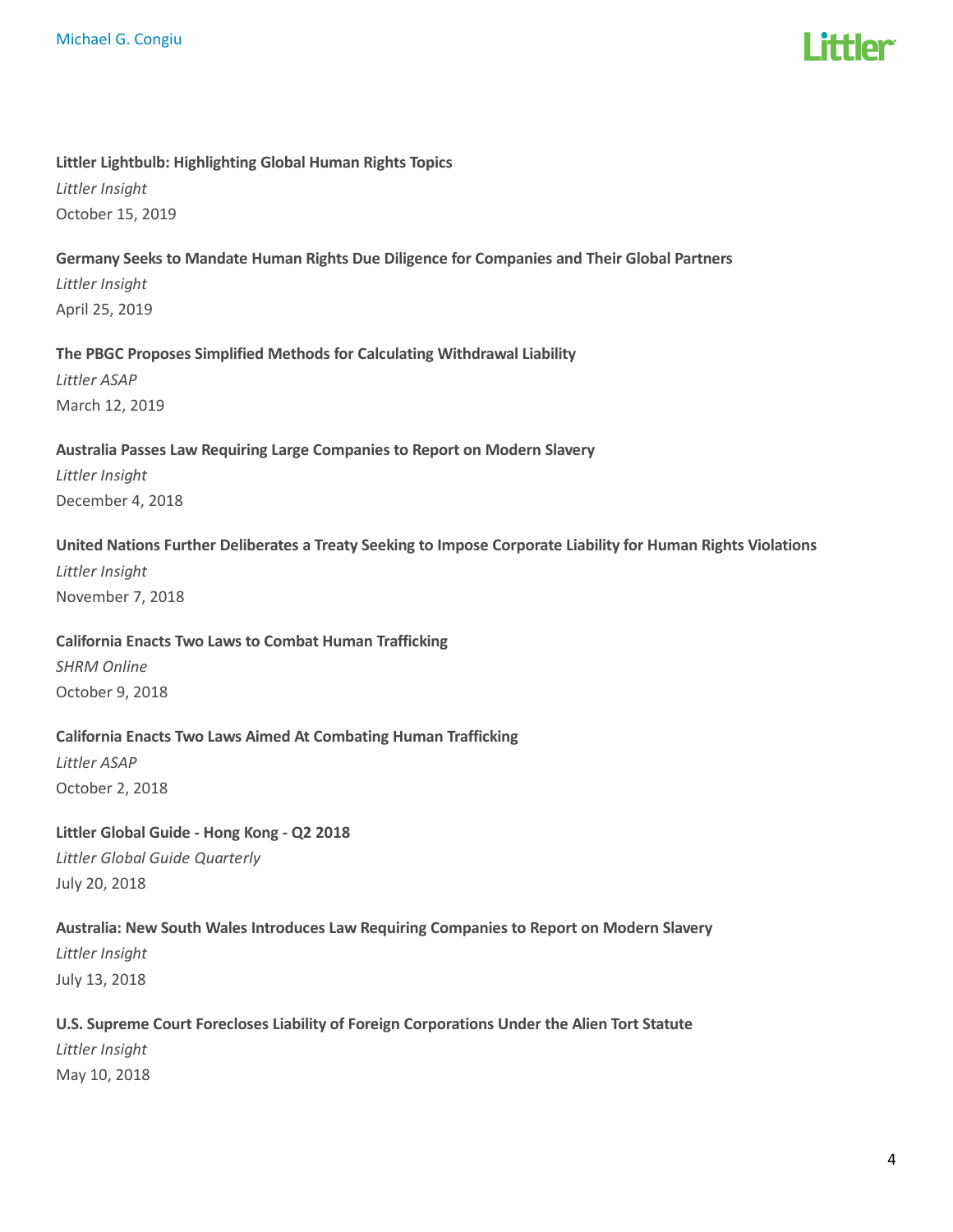**Littler Lightbulb: Highlighting Global Human Rights Topics**
*Littler Insight*
October 15, 2019

**Germany Seeks to Mandate Human Rights Due Diligence for Companies and Their Global Partners**
*Littler Insight*
April 25, 2019

**The PBGC Proposes Simplified Methods for Calculating Withdrawal Liability**
*Littler ASAP*
March 12, 2019

**Australia Passes Law Requiring Large Companies to Report on Modern Slavery**
*Littler Insight*
December 4, 2018

**United Nations Further Deliberates a Treaty Seeking to Impose Corporate Liability for Human Rights Violations**
*Littler Insight*
November 7, 2018

**California Enacts Two Laws to Combat Human Trafficking**
*SHRM Online*
October 9, 2018

**California Enacts Two Laws Aimed At Combating Human Trafficking**
*Littler ASAP*
October 2, 2018

**Littler Global Guide - Hong Kong - Q2 2018**
*Littler Global Guide Quarterly*
July 20, 2018

**Australia: New South Wales Introduces Law Requiring Companies to Report on Modern Slavery**
*Littler Insight*
July 13, 2018

**U.S. Supreme Court Forecloses Liability of Foreign Corporations Under the Alien Tort Statute**
*Littler Insight*
May 10, 2018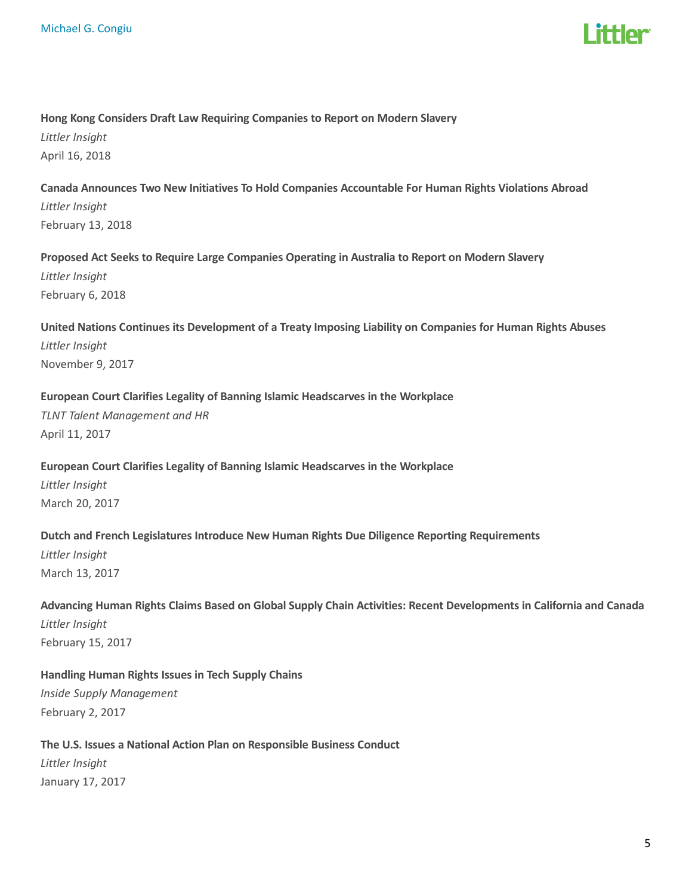**Hong Kong Considers Draft Law Requiring Companies to Report on Modern Slavery**
*Littler Insight*
April 16, 2018

**Canada Announces Two New Initiatives To Hold Companies Accountable For Human Rights Violations Abroad**
*Littler Insight*
February 13, 2018

**Proposed Act Seeks to Require Large Companies Operating in Australia to Report on Modern Slavery**
*Littler Insight*
February 6, 2018

**United Nations Continues its Development of a Treaty Imposing Liability on Companies for Human Rights Abuses**
*Littler Insight*
November 9, 2017

**European Court Clarifies Legality of Banning Islamic Headscarves in the Workplace**
*TLNT Talent Management and HR*
April 11, 2017

**European Court Clarifies Legality of Banning Islamic Headscarves in the Workplace**
*Littler Insight*
March 20, 2017

**Dutch and French Legislatures Introduce New Human Rights Due Diligence Reporting Requirements**
*Littler Insight*
March 13, 2017

**Advancing Human Rights Claims Based on Global Supply Chain Activities: Recent Developments in California and Canada**
*Littler Insight*
February 15, 2017

**Handling Human Rights Issues in Tech Supply Chains**
*Inside Supply Management*
February 2, 2017

**The U.S. Issues a National Action Plan on Responsible Business Conduct**
*Littler Insight*
January 17, 2017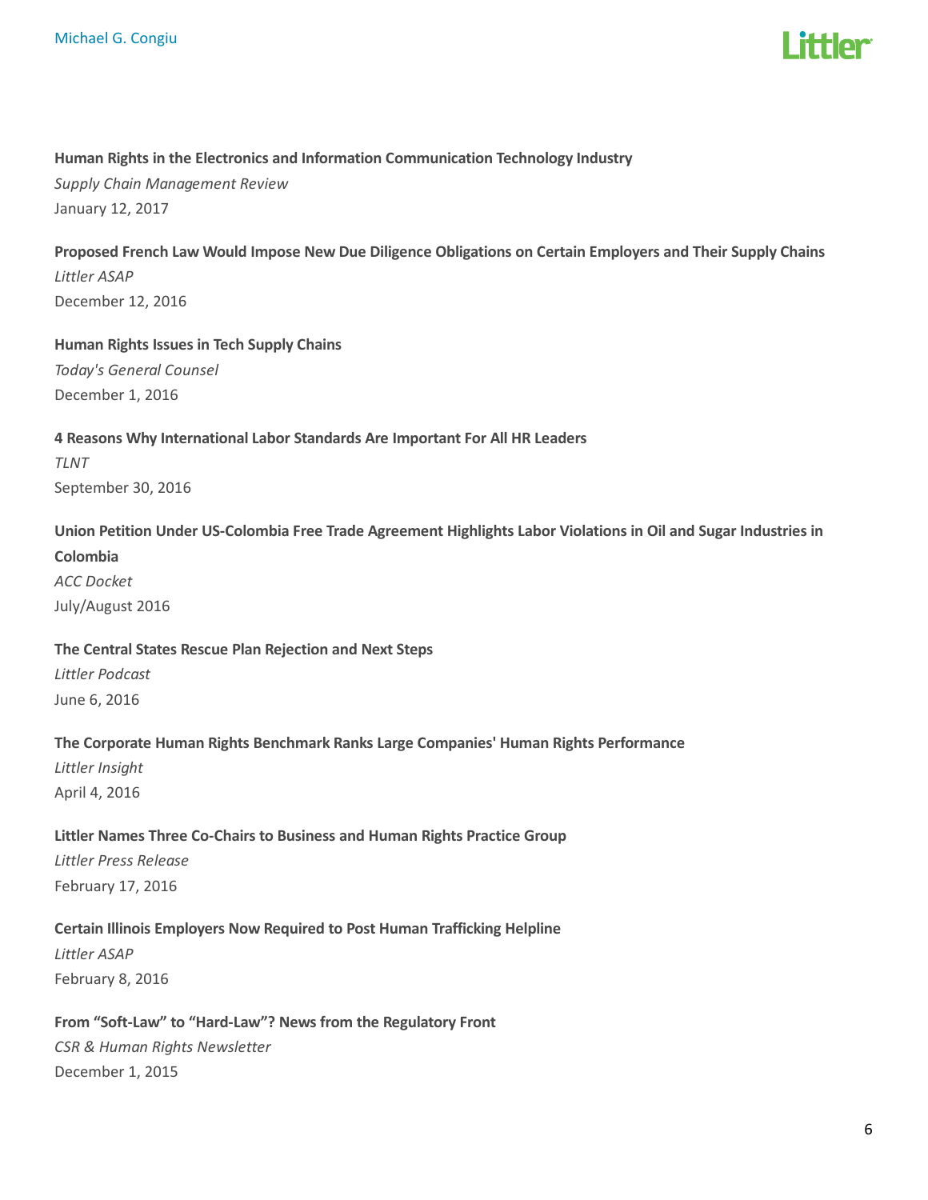**Human Rights in the Electronics and Information Communication Technology Industry**
*Supply Chain Management Review*
January 12, 2017

**Proposed French Law Would Impose New Due Diligence Obligations on Certain Employers and Their Supply Chains**
*Littler ASAP*
December 12, 2016

**Human Rights Issues in Tech Supply Chains**
*Today's General Counsel*
December 1, 2016

**4 Reasons Why International Labor Standards Are Important For All HR Leaders**
*TLNT*
September 30, 2016

**Union Petition Under US-Colombia Free Trade Agreement Highlights Labor Violations in Oil and Sugar Industries in Colombia**
*ACC Docket*
July/August 2016

**The Central States Rescue Plan Rejection and Next Steps**
*Littler Podcast*
June 6, 2016

**The Corporate Human Rights Benchmark Ranks Large Companies' Human Rights Performance**
*Littler Insight*
April 4, 2016

**Littler Names Three Co-Chairs to Business and Human Rights Practice Group**
*Littler Press Release*
February 17, 2016

**Certain Illinois Employers Now Required to Post Human Trafficking Helpline**
*Littler ASAP*
February 8, 2016

**From “Soft-Law” to “Hard-Law”? News from the Regulatory Front**
*CSR & Human Rights Newsletter*
December 1, 2015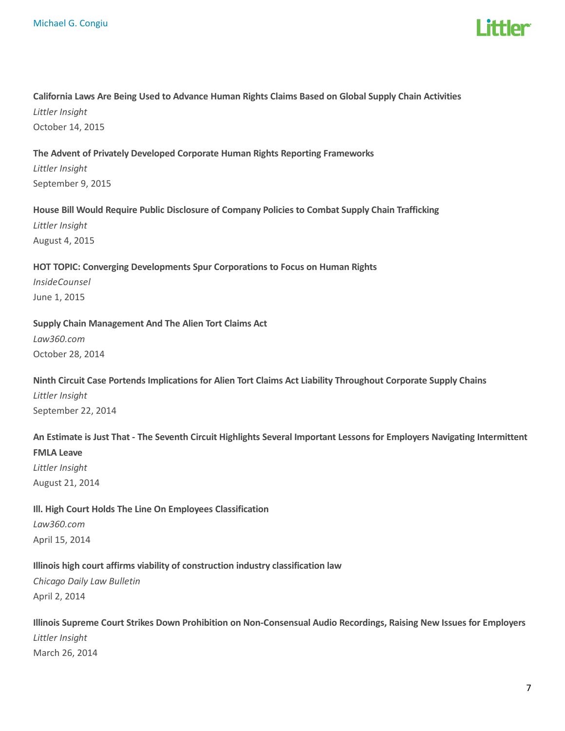**California Laws Are Being Used to Advance Human Rights Claims Based on Global Supply Chain Activities**
*Littler Insight*
October 14, 2015

**The Advent of Privately Developed Corporate Human Rights Reporting Frameworks**
*Littler Insight*
September 9, 2015

**House Bill Would Require Public Disclosure of Company Policies to Combat Supply Chain Trafficking**
*Littler Insight*
August 4, 2015

**HOT TOPIC: Converging Developments Spur Corporations to Focus on Human Rights**
*InsideCounsel*
June 1, 2015

**Supply Chain Management And The Alien Tort Claims Act**
*Law360.com*
October 28, 2014

**Ninth Circuit Case Portends Implications for Alien Tort Claims Act Liability Throughout Corporate Supply Chains**
*Littler Insight*
September 22, 2014

**An Estimate is Just That - The Seventh Circuit Highlights Several Important Lessons for Employers Navigating Intermittent FMLA Leave**
*Littler Insight*
August 21, 2014

**Ill. High Court Holds The Line On Employees Classification**
*Law360.com*
April 15, 2014

**Illinois high court affirms viability of construction industry classification law**
*Chicago Daily Law Bulletin*
April 2, 2014

**Illinois Supreme Court Strikes Down Prohibition on Non-Consensual Audio Recordings, Raising New Issues for Employers**
*Littler Insight*
March 26, 2014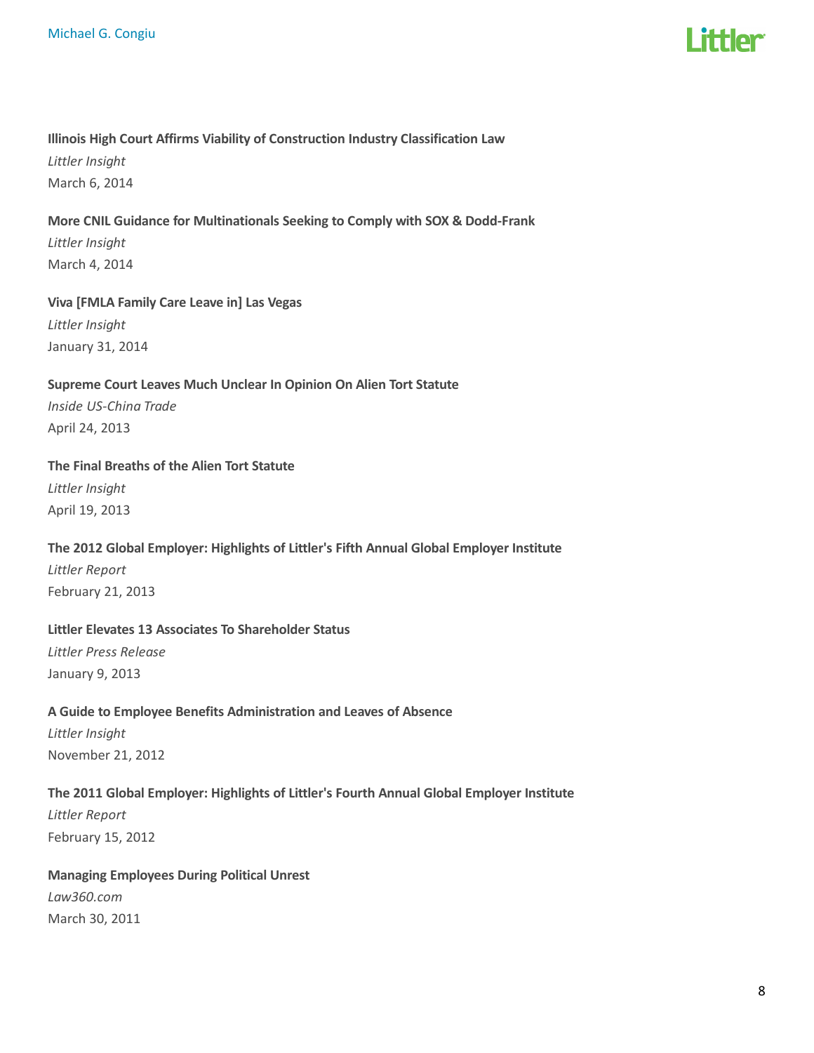**Illinois High Court Affirms Viability of Construction Industry Classification Law**
*Littler Insight*
March 6, 2014

**More CNIL Guidance for Multinationals Seeking to Comply with SOX & Dodd-Frank**
*Littler Insight*
March 4, 2014

**Viva [FMLA Family Care Leave in] Las Vegas**
*Littler Insight*
January 31, 2014

**Supreme Court Leaves Much Unclear In Opinion On Alien Tort Statute**
*Inside US-China Trade*
April 24, 2013

**The Final Breaths of the Alien Tort Statute**
*Littler Insight*
April 19, 2013

**The 2012 Global Employer: Highlights of Littler's Fifth Annual Global Employer Institute**
*Littler Report*
February 21, 2013

**Littler Elevates 13 Associates To Shareholder Status**
*Littler Press Release*
January 9, 2013

**A Guide to Employee Benefits Administration and Leaves of Absence**
*Littler Insight*
November 21, 2012

**The 2011 Global Employer: Highlights of Littler's Fourth Annual Global Employer Institute**
*Littler Report*
February 15, 2012

**Managing Employees During Political Unrest**
*Law360.com*
March 30, 2011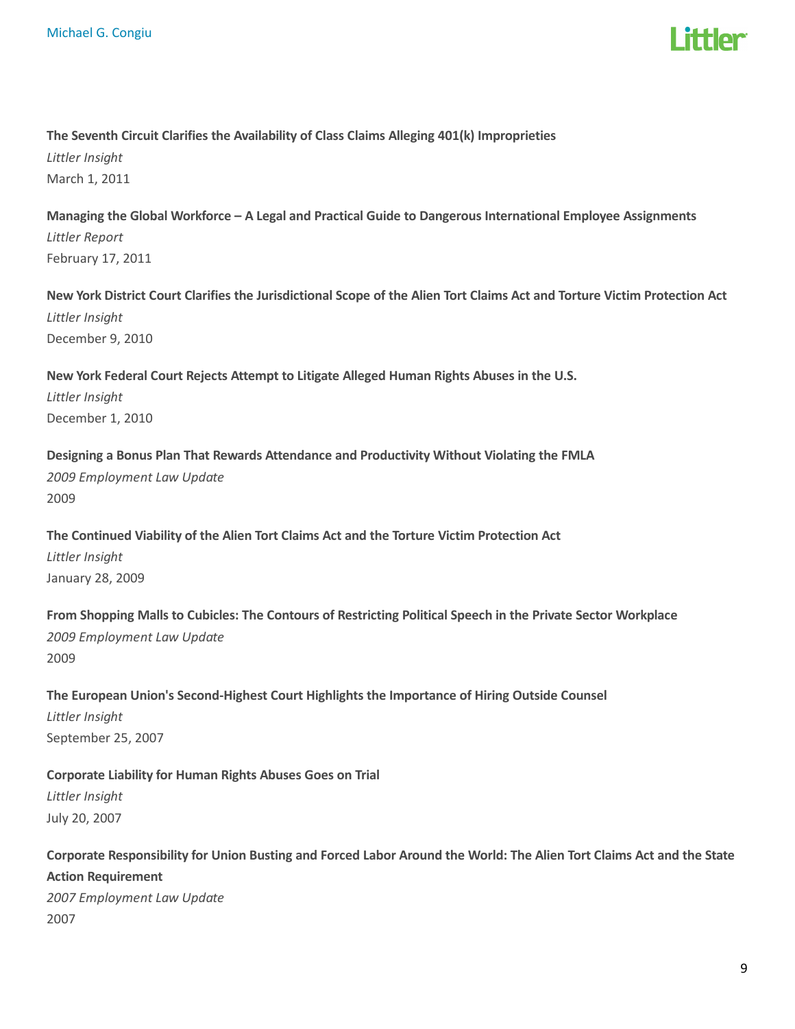**The Seventh Circuit Clarifies the Availability of Class Claims Alleging 401(k) Improprieties**
*Littler Insight*
March 1, 2011

**Managing the Global Workforce – A Legal and Practical Guide to Dangerous International Employee Assignments**
*Littler Report*
February 17, 2011

**New York District Court Clarifies the Jurisdictional Scope of the Alien Tort Claims Act and Torture Victim Protection Act**
*Littler Insight*
December 9, 2010

**New York Federal Court Rejects Attempt to Litigate Alleged Human Rights Abuses in the U.S.**
*Littler Insight*
December 1, 2010

**Designing a Bonus Plan That Rewards Attendance and Productivity Without Violating the FMLA**
*2009 Employment Law Update*
2009

**The Continued Viability of the Alien Tort Claims Act and the Torture Victim Protection Act**
*Littler Insight*
January 28, 2009

**From Shopping Malls to Cubicles: The Contours of Restricting Political Speech in the Private Sector Workplace**
*2009 Employment Law Update*
2009

**The European Union's Second-Highest Court Highlights the Importance of Hiring Outside Counsel**
*Littler Insight*
September 25, 2007

**Corporate Liability for Human Rights Abuses Goes on Trial**
*Littler Insight*
July 20, 2007

**Corporate Responsibility for Union Busting and Forced Labor Around the World: The Alien Tort Claims Act and the State Action Requirement**
*2007 Employment Law Update*
2007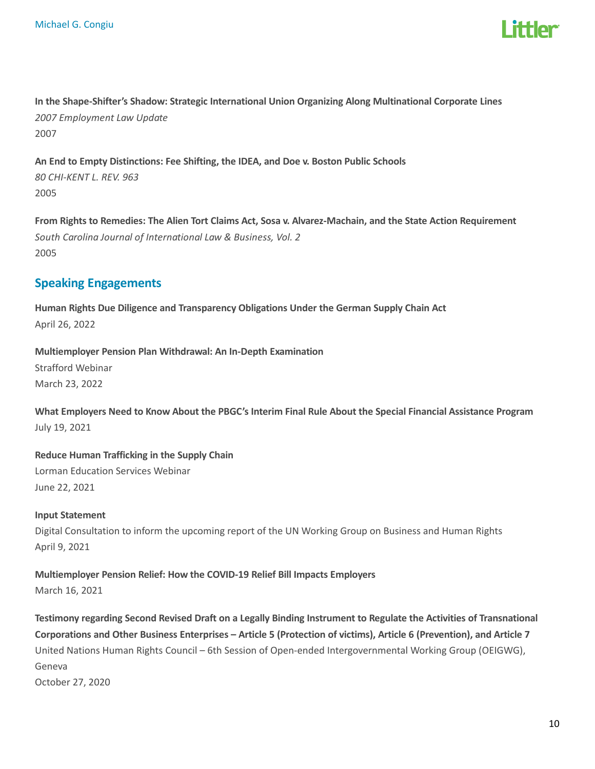**In the Shape-Shifter's Shadow: Strategic International Union Organizing Along Multinational Corporate Lines**
*2007 Employment Law Update*
2007

**An End to Empty Distinctions: Fee Shifting, the IDEA, and Doe v. Boston Public Schools**
*80 CHI-KENT L. REV. 963*
2005

**From Rights to Remedies: The Alien Tort Claims Act, Sosa v. Alvarez-Machain, and the State Action Requirement**
*South Carolina Journal of International Law & Business, Vol. 2*
2005

## Speaking Engagements

**Human Rights Due Diligence and Transparency Obligations Under the German Supply Chain Act**
April 26, 2022

**Multiemployer Pension Plan Withdrawal: An In-Depth Examination**
Strafford Webinar
March 23, 2022

**What Employers Need to Know About the PBGC's Interim Final Rule About the Special Financial Assistance Program**
July 19, 2021

**Reduce Human Trafficking in the Supply Chain**
Lorman Education Services Webinar
June 22, 2021

**Input Statement**
Digital Consultation to inform the upcoming report of the UN Working Group on Business and Human Rights
April 9, 2021

**Multiemployer Pension Relief: How the COVID-19 Relief Bill Impacts Employers**
March 16, 2021

**Testimony regarding Second Revised Draft on a Legally Binding Instrument to Regulate the Activities of Transnational Corporations and Other Business Enterprises – Article 5 (Protection of victims), Article 6 (Prevention), and Article 7**
United Nations Human Rights Council – 6th Session of Open-ended Intergovernmental Working Group (OEIGWG), Geneva
October 27, 2020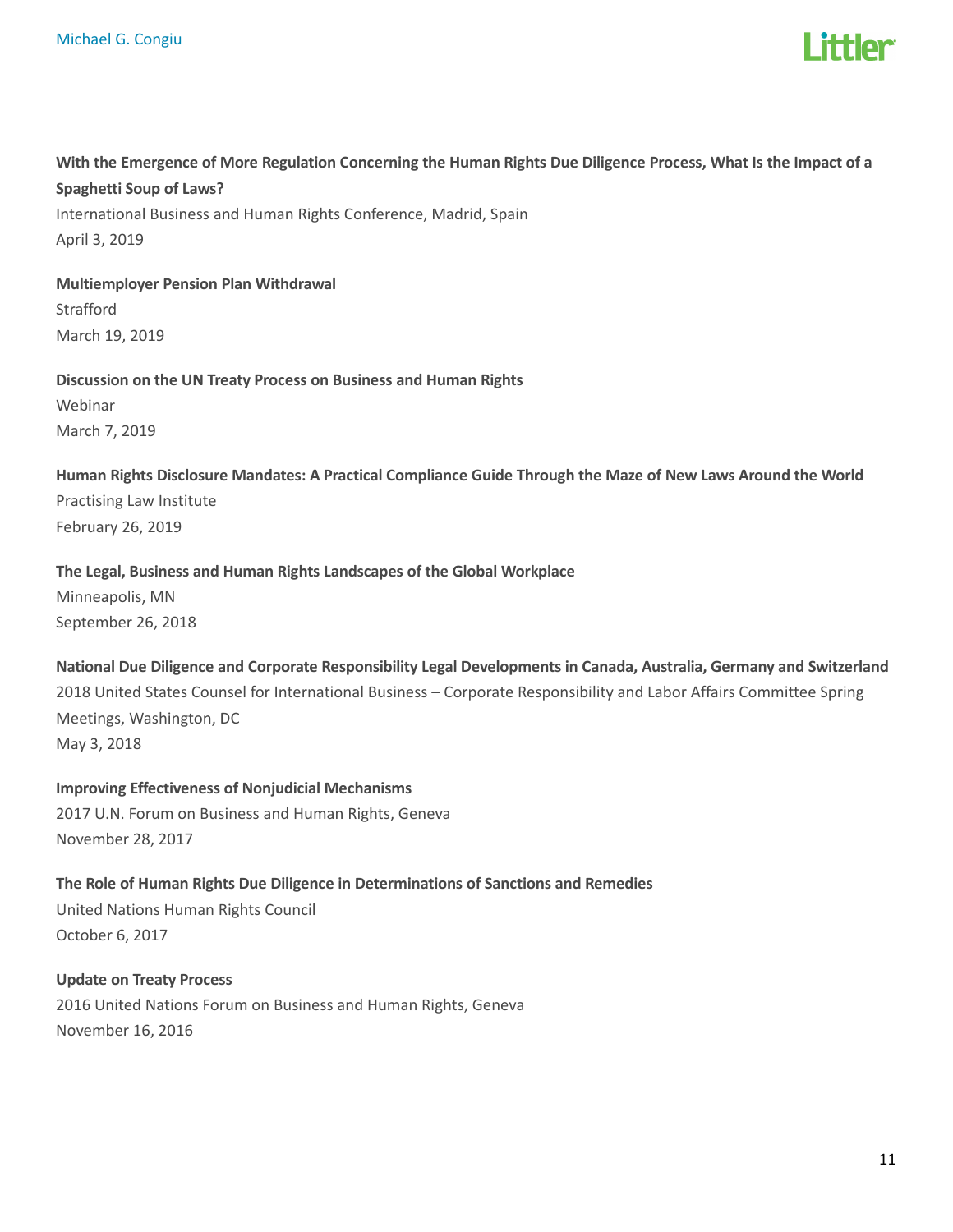**With the Emergence of More Regulation Concerning the Human Rights Due Diligence Process, What Is the Impact of a Spaghetti Soup of Laws?**
International Business and Human Rights Conference, Madrid, Spain
April 3, 2019

**Multiemployer Pension Plan Withdrawal**
Strafford
March 19, 2019

**Discussion on the UN Treaty Process on Business and Human Rights**
Webinar
March 7, 2019

**Human Rights Disclosure Mandates: A Practical Compliance Guide Through the Maze of New Laws Around the World**
Practising Law Institute
February 26, 2019

**The Legal, Business and Human Rights Landscapes of the Global Workplace**
Minneapolis, MN
September 26, 2018

**National Due Diligence and Corporate Responsibility Legal Developments in Canada, Australia, Germany and Switzerland**
2018 United States Counsel for International Business – Corporate Responsibility and Labor Affairs Committee Spring Meetings, Washington, DC
May 3, 2018

**Improving Effectiveness of Nonjudicial Mechanisms**
2017 U.N. Forum on Business and Human Rights, Geneva
November 28, 2017

**The Role of Human Rights Due Diligence in Determinations of Sanctions and Remedies**
United Nations Human Rights Council
October 6, 2017

**Update on Treaty Process**
2016 United Nations Forum on Business and Human Rights, Geneva
November 16, 2016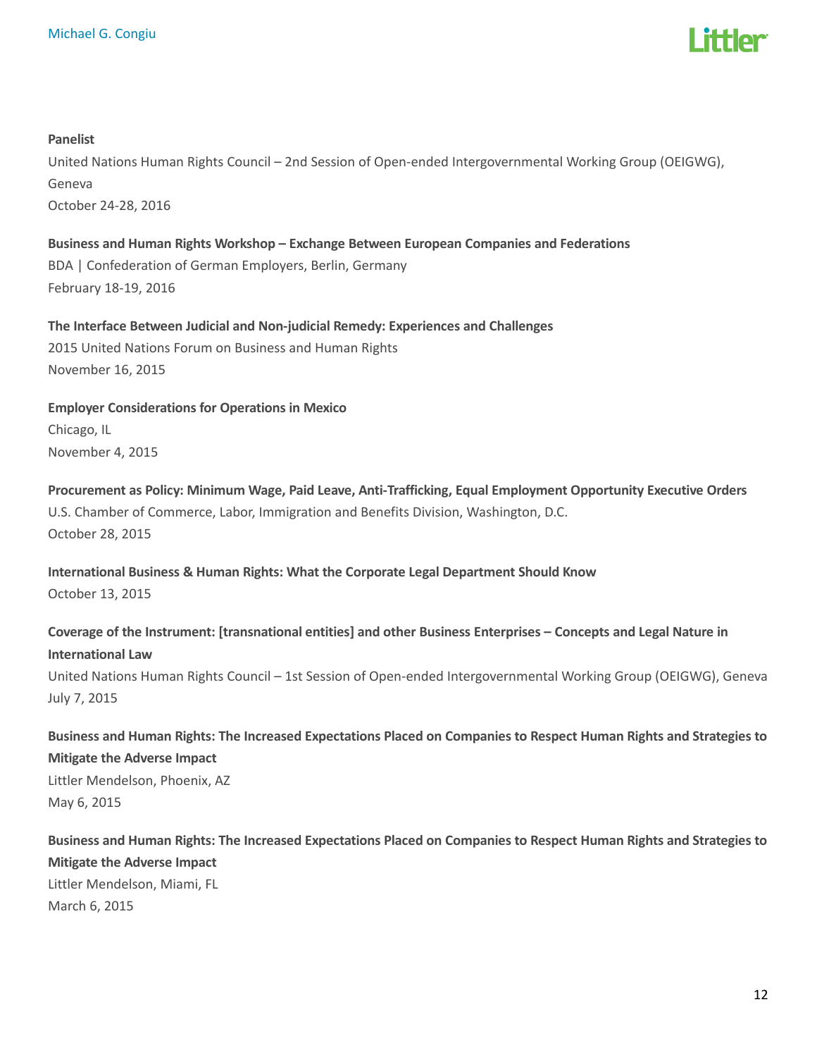**Panelist**
United Nations Human Rights Council – 2nd Session of Open-ended Intergovernmental Working Group (OEIGWG), Geneva
October 24-28, 2016

**Business and Human Rights Workshop – Exchange Between European Companies and Federations**
BDA | Confederation of German Employers, Berlin, Germany
February 18-19, 2016

**The Interface Between Judicial and Non-judicial Remedy: Experiences and Challenges**
2015 United Nations Forum on Business and Human Rights
November 16, 2015

**Employer Considerations for Operations in Mexico**
Chicago, IL
November 4, 2015

**Procurement as Policy: Minimum Wage, Paid Leave, Anti-Trafficking, Equal Employment Opportunity Executive Orders**
U.S. Chamber of Commerce, Labor, Immigration and Benefits Division, Washington, D.C.
October 28, 2015

**International Business & Human Rights: What the Corporate Legal Department Should Know**
October 13, 2015

**Coverage of the Instrument: [transnational entities] and other Business Enterprises – Concepts and Legal Nature in International Law**
United Nations Human Rights Council – 1st Session of Open-ended Intergovernmental Working Group (OEIGWG), Geneva
July 7, 2015

**Business and Human Rights: The Increased Expectations Placed on Companies to Respect Human Rights and Strategies to Mitigate the Adverse Impact**
Littler Mendelson, Phoenix, AZ
May 6, 2015

**Business and Human Rights: The Increased Expectations Placed on Companies to Respect Human Rights and Strategies to Mitigate the Adverse Impact**
Littler Mendelson, Miami, FL
March 6, 2015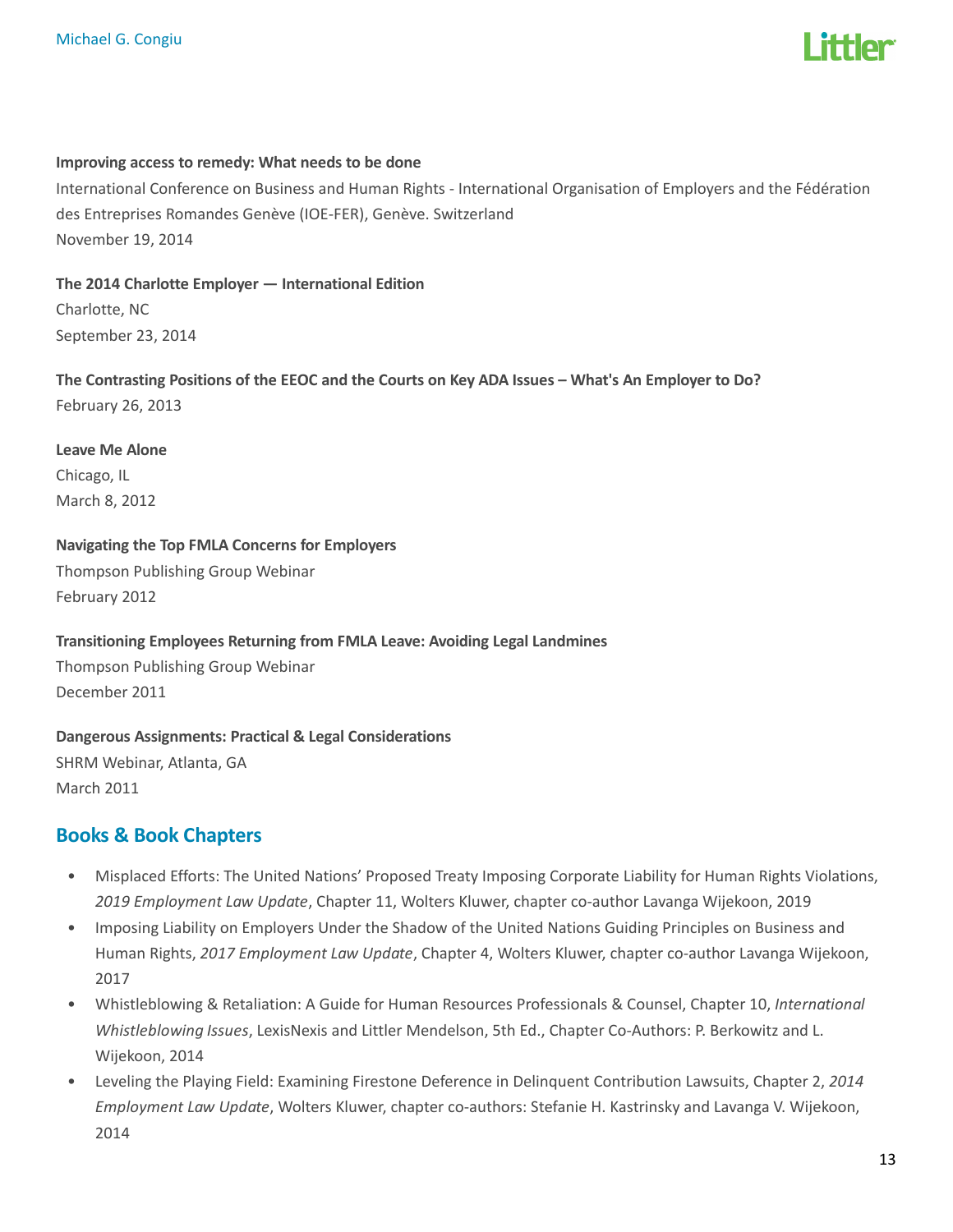**Improving access to remedy: What needs to be done**

International Conference on Business and Human Rights - International Organisation of Employers and the Fédération des Entreprises Romandes Genève (IOE-FER), Genève. Switzerland

November 19, 2014

**The 2014 Charlotte Employer — International Edition**

Charlotte, NC

September 23, 2014

**The Contrasting Positions of the EEOC and the Courts on Key ADA Issues – What's An Employer to Do?**

February 26, 2013

**Leave Me Alone**

Chicago, IL

March 8, 2012

**Navigating the Top FMLA Concerns for Employers**

Thompson Publishing Group Webinar

February 2012

**Transitioning Employees Returning from FMLA Leave: Avoiding Legal Landmines**

Thompson Publishing Group Webinar

December 2011

**Dangerous Assignments: Practical & Legal Considerations**

SHRM Webinar, Atlanta, GA

March 2011

## Books & Book Chapters

- Misplaced Efforts: The United Nations' Proposed Treaty Imposing Corporate Liability for Human Rights Violations, *2019 Employment Law Update*, Chapter 11, Wolters Kluwer, chapter co-author Lavanga Wijekoon, 2019
- Imposing Liability on Employers Under the Shadow of the United Nations Guiding Principles on Business and Human Rights, *2017 Employment Law Update*, Chapter 4, Wolters Kluwer, chapter co-author Lavanga Wijekoon, 2017
- Whistleblowing & Retaliation: A Guide for Human Resources Professionals & Counsel, Chapter 10, *International Whistleblowing Issues*, LexisNexis and Littler Mendelson, 5th Ed., Chapter Co-Authors: P. Berkowitz and L. Wijekoon, 2014
- Leveling the Playing Field: Examining Firestone Deference in Delinquent Contribution Lawsuits, Chapter 2, *2014 Employment Law Update*, Wolters Kluwer, chapter co-authors: Stefanie H. Kastrinsky and Lavanga V. Wijekoon, 2014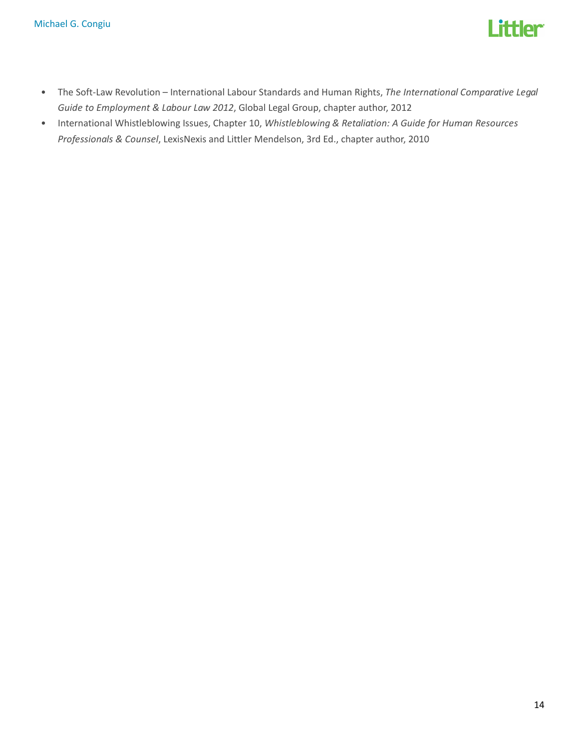- The Soft-Law Revolution – International Labour Standards and Human Rights, *The International Comparative Legal Guide to Employment & Labour Law 2012*, Global Legal Group, chapter author, 2012
- International Whistleblowing Issues, Chapter 10, *Whistleblowing & Retaliation: A Guide for Human Resources Professionals & Counsel*, LexisNexis and Littler Mendelson, 3rd Ed., chapter author, 2010